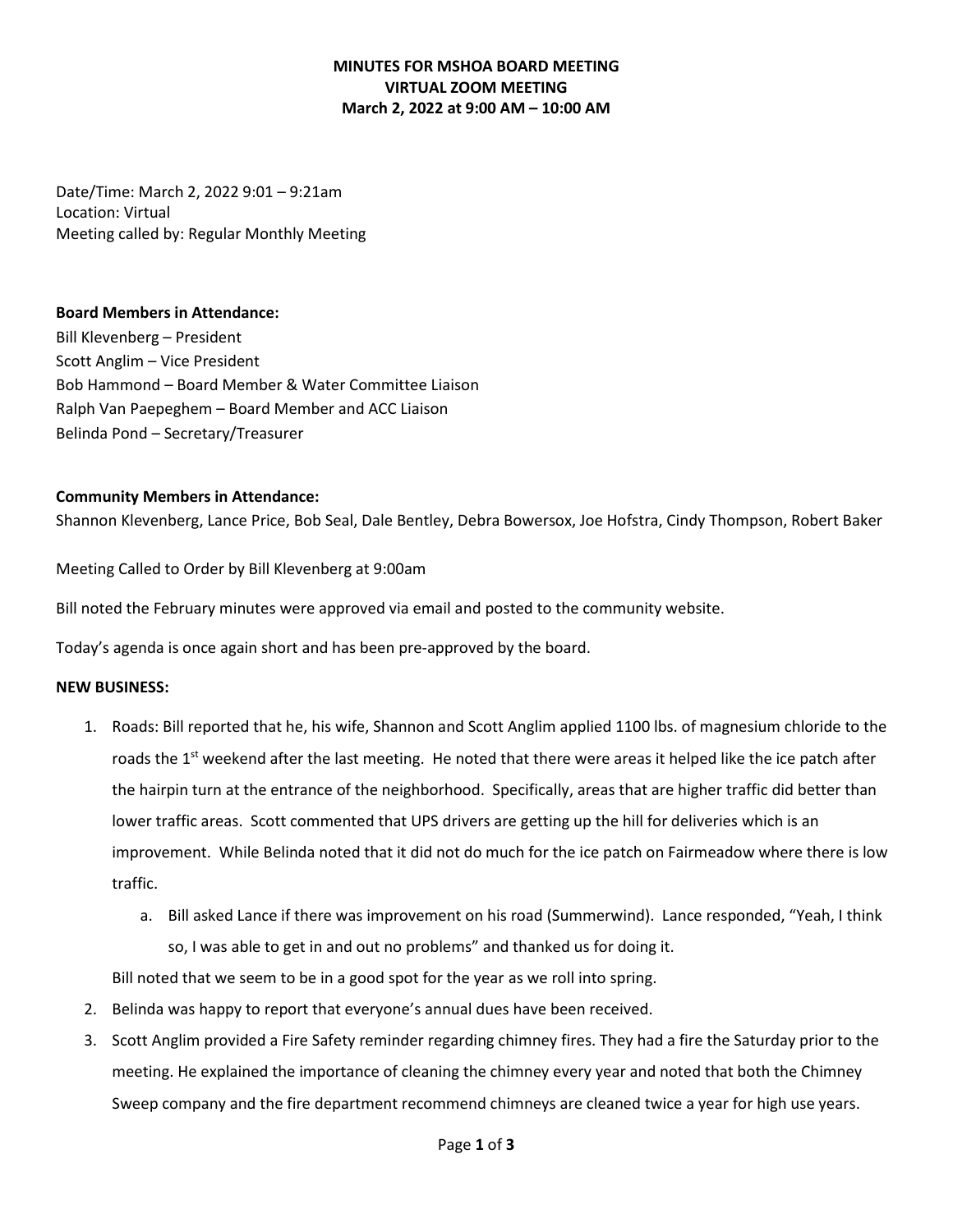**MINUTES FOR MSHOA BOARD MEETING**
**VIRTUAL ZOOM MEETING**
**March 2, 2022 at 9:00 AM – 10:00 AM**

Date/Time: March 2, 2022 9:01 – 9:21am
Location: Virtual
Meeting called by: Regular Monthly Meeting

**Board Members in Attendance:**
Bill Klevenberg – President
Scott Anglim – Vice President
Bob Hammond – Board Member & Water Committee Liaison
Ralph Van Paepeghem – Board Member and ACC Liaison
Belinda Pond – Secretary/Treasurer

**Community Members in Attendance:**
Shannon Klevenberg, Lance Price, Bob Seal, Dale Bentley, Debra Bowersox, Joe Hofstra, Cindy Thompson, Robert Baker

Meeting Called to Order by Bill Klevenberg at 9:00am

Bill noted the February minutes were approved via email and posted to the community website.

Today's agenda is once again short and has been pre-approved by the board.

**NEW BUSINESS:**

1. Roads: Bill reported that he, his wife, Shannon and Scott Anglim applied 1100 lbs. of magnesium chloride to the roads the 1st weekend after the last meeting. He noted that there were areas it helped like the ice patch after the hairpin turn at the entrance of the neighborhood. Specifically, areas that are higher traffic did better than lower traffic areas. Scott commented that UPS drivers are getting up the hill for deliveries which is an improvement. While Belinda noted that it did not do much for the ice patch on Fairmeadow where there is low traffic.
   a. Bill asked Lance if there was improvement on his road (Summerwind). Lance responded, "Yeah, I think so, I was able to get in and out no problems" and thanked us for doing it.

   Bill noted that we seem to be in a good spot for the year as we roll into spring.
2. Belinda was happy to report that everyone's annual dues have been received.
3. Scott Anglim provided a Fire Safety reminder regarding chimney fires. They had a fire the Saturday prior to the meeting. He explained the importance of cleaning the chimney every year and noted that both the Chimney Sweep company and the fire department recommend chimneys are cleaned twice a year for high use years.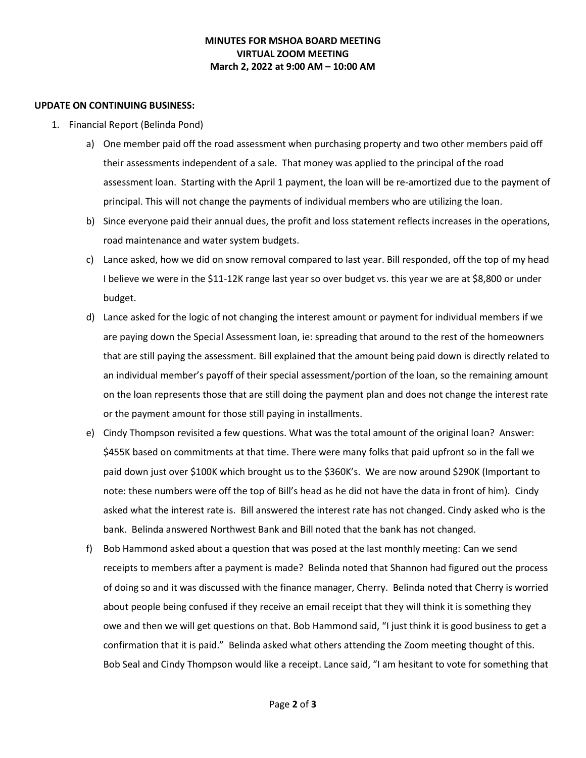**MINUTES FOR MSHOA BOARD MEETING**
**VIRTUAL ZOOM MEETING**
**March 2, 2022 at 9:00 AM – 10:00 AM**

**UPDATE ON CONTINUING BUSINESS:**

1. Financial Report (Belinda Pond)
   a) One member paid off the road assessment when purchasing property and two other members paid off their assessments independent of a sale. That money was applied to the principal of the road assessment loan. Starting with the April 1 payment, the loan will be re-amortized due to the payment of principal. This will not change the payments of individual members who are utilizing the loan.
   b) Since everyone paid their annual dues, the profit and loss statement reflects increases in the operations, road maintenance and water system budgets.
   c) Lance asked, how we did on snow removal compared to last year. Bill responded, off the top of my head I believe we were in the $11-12K range last year so over budget vs. this year we are at $8,800 or under budget.
   d) Lance asked for the logic of not changing the interest amount or payment for individual members if we are paying down the Special Assessment loan, ie: spreading that around to the rest of the homeowners that are still paying the assessment. Bill explained that the amount being paid down is directly related to an individual member's payoff of their special assessment/portion of the loan, so the remaining amount on the loan represents those that are still doing the payment plan and does not change the interest rate or the payment amount for those still paying in installments.
   e) Cindy Thompson revisited a few questions. What was the total amount of the original loan? Answer: $455K based on commitments at that time. There were many folks that paid upfront so in the fall we paid down just over $100K which brought us to the $360K's. We are now around $290K (Important to note: these numbers were off the top of Bill's head as he did not have the data in front of him). Cindy asked what the interest rate is. Bill answered the interest rate has not changed. Cindy asked who is the bank. Belinda answered Northwest Bank and Bill noted that the bank has not changed.
   f) Bob Hammond asked about a question that was posed at the last monthly meeting: Can we send receipts to members after a payment is made? Belinda noted that Shannon had figured out the process of doing so and it was discussed with the finance manager, Cherry. Belinda noted that Cherry is worried about people being confused if they receive an email receipt that they will think it is something they owe and then we will get questions on that. Bob Hammond said, "I just think it is good business to get a confirmation that it is paid." Belinda asked what others attending the Zoom meeting thought of this. Bob Seal and Cindy Thompson would like a receipt. Lance said, "I am hesitant to vote for something that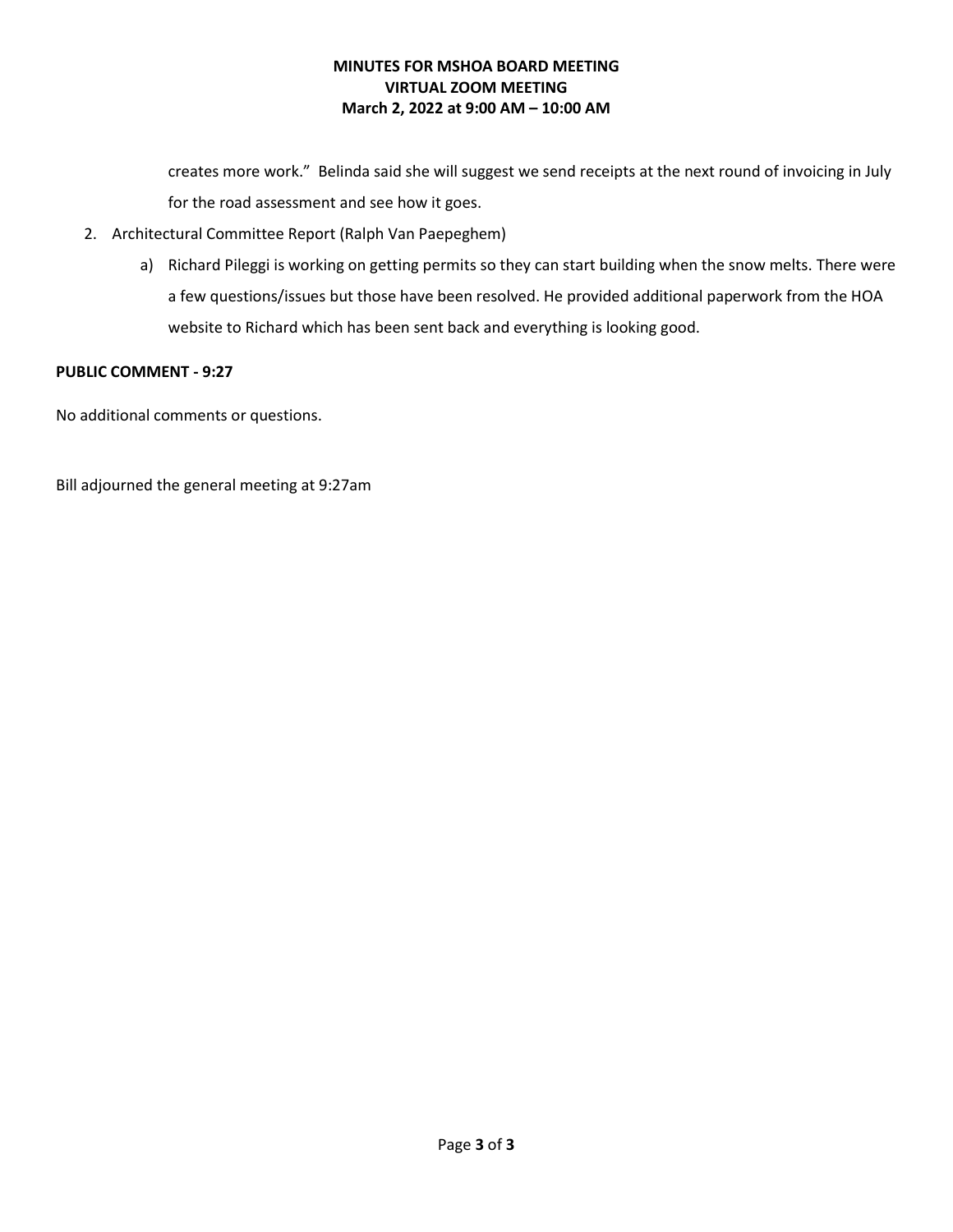creates more work." Belinda said she will suggest we send receipts at the next round of invoicing in July for the road assessment and see how it goes.

2. Architectural Committee Report (Ralph Van Paepeghem)
   a) Richard Pileggi is working on getting permits so they can start building when the snow melts. There were a few questions/issues but those have been resolved. He provided additional paperwork from the HOA website to Richard which has been sent back and everything is looking good.

**PUBLIC COMMENT - 9:27**

No additional comments or questions.

Bill adjourned the general meeting at 9:27am